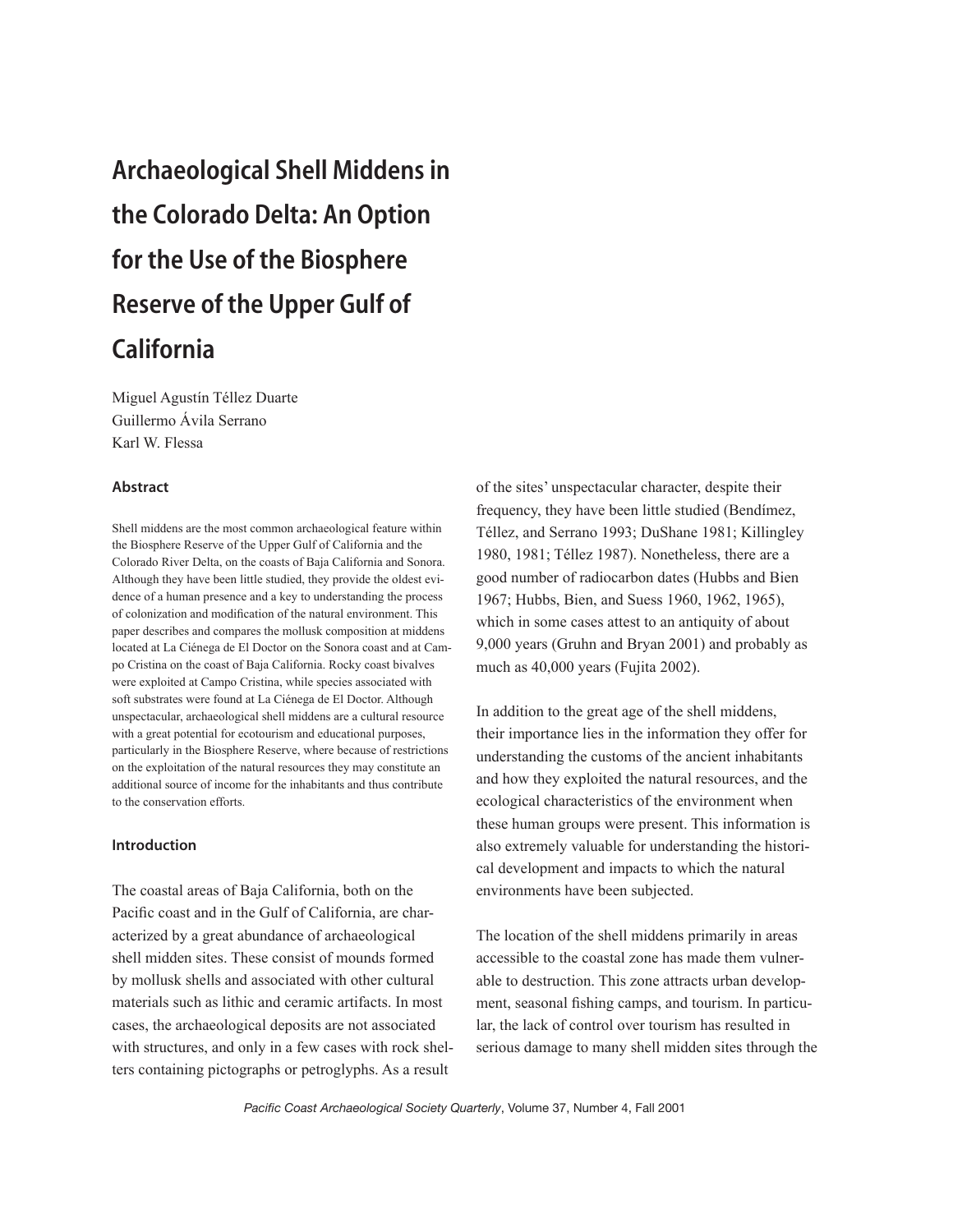# Archaeological Shell Middens in the Colorado Delta: An Option for the Use of the Biosphere Reserve of the Upper Gulf of California

Miguel Agustín Téllez Duarte
Guillermo Ávila Serrano
Karl W. Flessa

### Abstract

Shell middens are the most common archaeological feature within the Biosphere Reserve of the Upper Gulf of California and the Colorado River Delta, on the coasts of Baja California and Sonora. Although they have been little studied, they provide the oldest evidence of a human presence and a key to understanding the process of colonization and modification of the natural environment. This paper describes and compares the mollusk composition at middens located at La Ciénega de El Doctor on the Sonora coast and at Campo Cristina on the coast of Baja California. Rocky coast bivalves were exploited at Campo Cristina, while species associated with soft substrates were found at La Ciénega de El Doctor. Although unspectacular, archaeological shell middens are a cultural resource with a great potential for ecotourism and educational purposes, particularly in the Biosphere Reserve, where because of restrictions on the exploitation of the natural resources they may constitute an additional source of income for the inhabitants and thus contribute to the conservation efforts.

### Introduction

The coastal areas of Baja California, both on the Pacific coast and in the Gulf of California, are characterized by a great abundance of archaeological shell midden sites. These consist of mounds formed by mollusk shells and associated with other cultural materials such as lithic and ceramic artifacts. In most cases, the archaeological deposits are not associated with structures, and only in a few cases with rock shelters containing pictographs or petroglyphs. As a result of the sites' unspectacular character, despite their frequency, they have been little studied (Bendímez, Téllez, and Serrano 1993; DuShane 1981; Killingley 1980, 1981; Téllez 1987). Nonetheless, there are a good number of radiocarbon dates (Hubbs and Bien 1967; Hubbs, Bien, and Suess 1960, 1962, 1965), which in some cases attest to an antiquity of about 9,000 years (Gruhn and Bryan 2001) and probably as much as 40,000 years (Fujita 2002).

In addition to the great age of the shell middens, their importance lies in the information they offer for understanding the customs of the ancient inhabitants and how they exploited the natural resources, and the ecological characteristics of the environment when these human groups were present. This information is also extremely valuable for understanding the historical development and impacts to which the natural environments have been subjected.

The location of the shell middens primarily in areas accessible to the coastal zone has made them vulnerable to destruction. This zone attracts urban development, seasonal fishing camps, and tourism. In particular, the lack of control over tourism has resulted in serious damage to many shell midden sites through the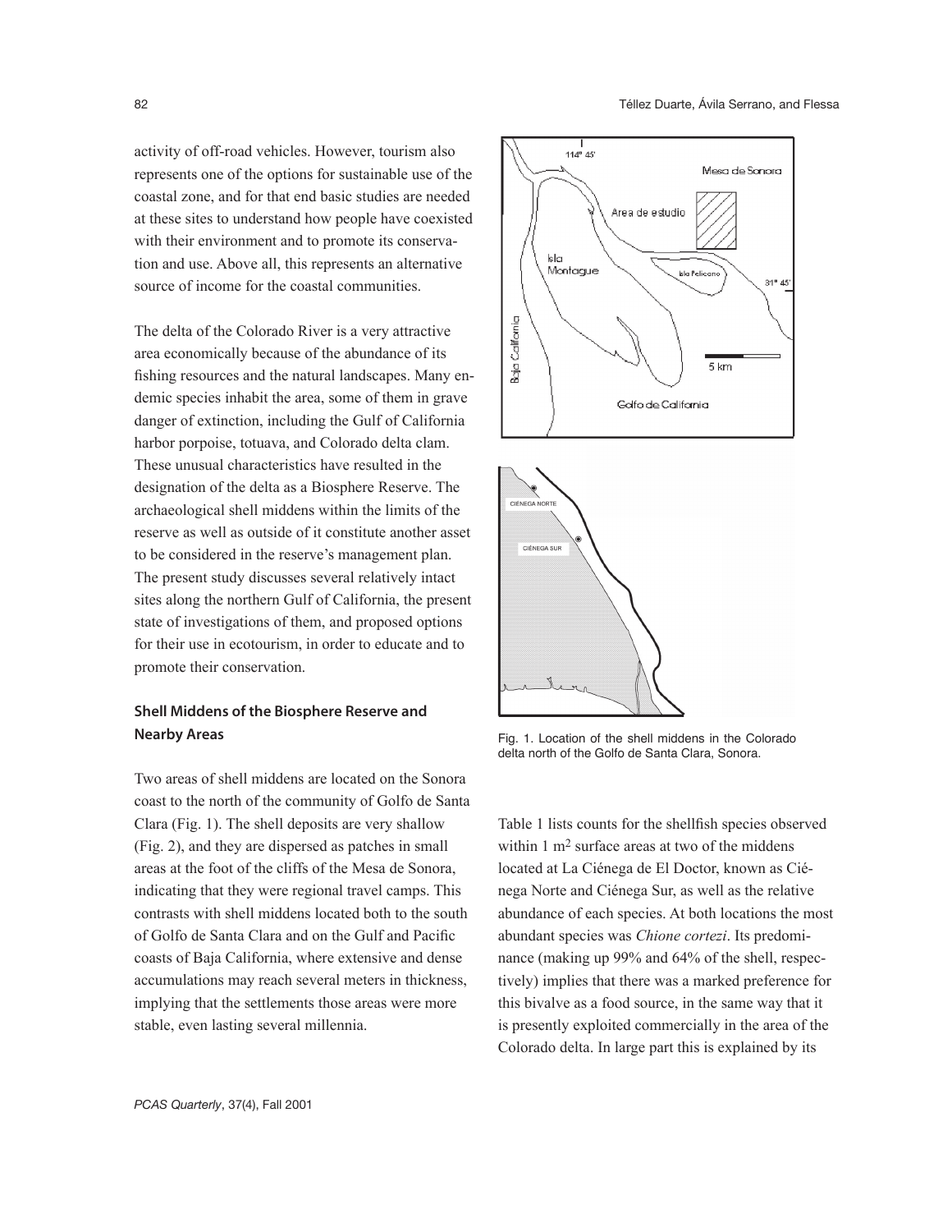activity of off-road vehicles. However, tourism also represents one of the options for sustainable use of the coastal zone, and for that end basic studies are needed at these sites to understand how people have coexisted with their environment and to promote its conservation and use. Above all, this represents an alternative source of income for the coastal communities.

The delta of the Colorado River is a very attractive area economically because of the abundance of its fishing resources and the natural landscapes. Many endemic species inhabit the area, some of them in grave danger of extinction, including the Gulf of California harbor porpoise, totuava, and Colorado delta clam. These unusual characteristics have resulted in the designation of the delta as a Biosphere Reserve. The archaeological shell middens within the limits of the reserve as well as outside of it constitute another asset to be considered in the reserve's management plan. The present study discusses several relatively intact sites along the northern Gulf of California, the present state of investigations of them, and proposed options for their use in ecotourism, in order to educate and to promote their conservation.

## Shell Middens of the Biosphere Reserve and Nearby Areas

Two areas of shell middens are located on the Sonora coast to the north of the community of Golfo de Santa Clara (Fig. 1). The shell deposits are very shallow (Fig. 2), and they are dispersed as patches in small areas at the foot of the cliffs of the Mesa de Sonora, indicating that they were regional travel camps. This contrasts with shell middens located both to the south of Golfo de Santa Clara and on the Gulf and Pacific coasts of Baja California, where extensive and dense accumulations may reach several meters in thickness, implying that the settlements those areas were more stable, even lasting several millennia.

Fig. 1. Location of the shell middens in the Colorado delta north of the Golfo de Santa Clara, Sonora.

Table 1 lists counts for the shellfish species observed within 1 $m^2$ surface areas at two of the middens located at La Ciénega de El Doctor, known as Ciénega Norte and Ciénega Sur, as well as the relative abundance of each species. At both locations the most abundant species was *Chione cortezi*. Its predominance (making up 99% and 64% of the shell, respectively) implies that there was a marked preference for this bivalve as a food source, in the same way that it is presently exploited commercially in the area of the Colorado delta. In large part this is explained by its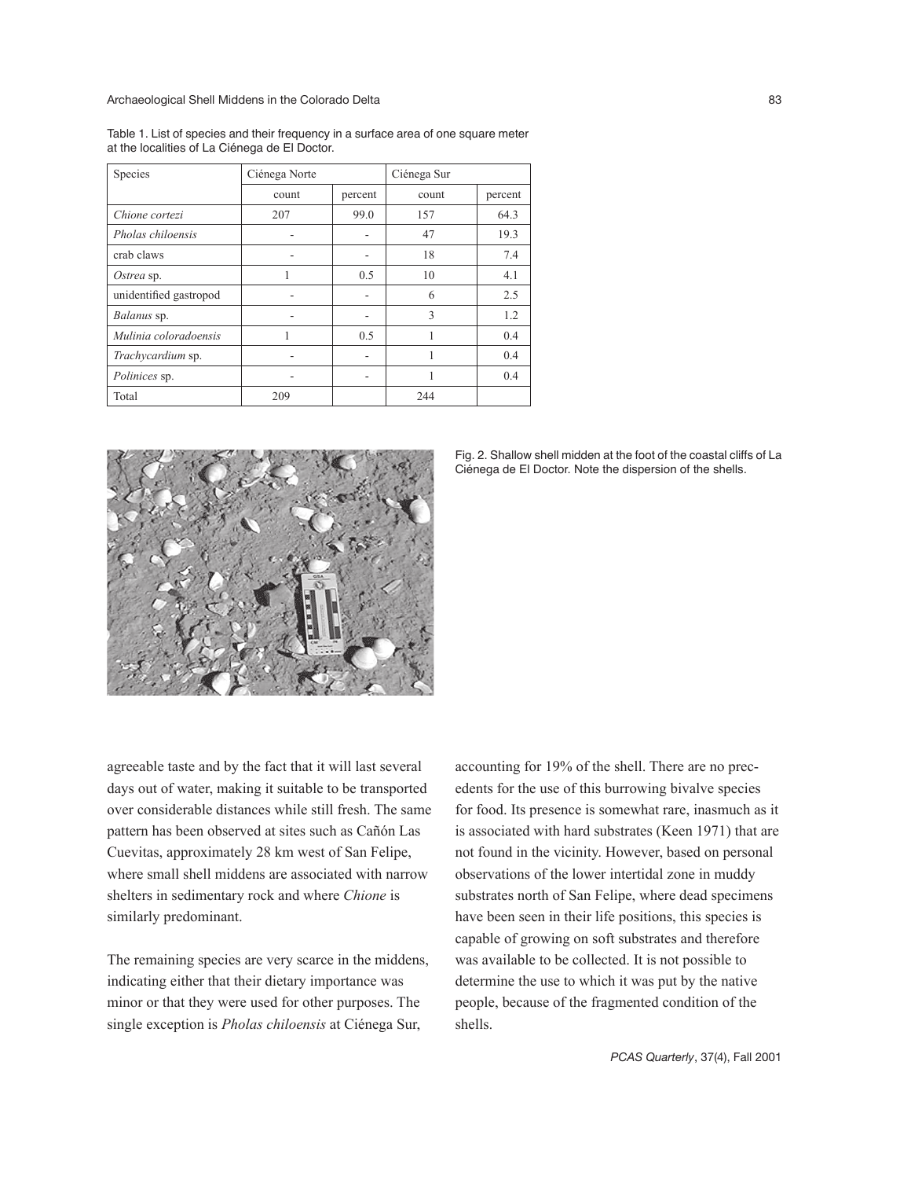Table 1. List of species and their frequency in a surface area of one square meter at the localities of La Ciénega de El Doctor.

| Species | Ciénega Norte | | Ciénega Sur | |
|---|---|---|---|---|
| | count | percent | count | percent |
| *Chione cortezi* | 207 | 99.0 | 157 | 64.3 |
| *Pholas chiloensis* | - | - | 47 | 19.3 |
| crab claws | - | - | 18 | 7.4 |
| *Ostrea* sp. | 1 | 0.5 | 10 | 4.1 |
| unidentified gastropod | - | - | 6 | 2.5 |
| *Balanus* sp. | - | - | 3 | 1.2 |
| *Mulinia coloradoensis* | 1 | 0.5 | 1 | 0.4 |
| *Trachycardium* sp. | - | - | 1 | 0.4 |
| *Polinices* sp. | - | - | 1 | 0.4 |
| Total | 209 | | 244 | |

Fig. 2. Shallow shell midden at the foot of the coastal cliffs of La Ciénega de El Doctor. Note the dispersion of the shells.

agreeable taste and by the fact that it will last several days out of water, making it suitable to be transported over considerable distances while still fresh. The same pattern has been observed at sites such as Cañón Las Cuevitas, approximately 28 km west of San Felipe, where small shell middens are associated with narrow shelters in sedimentary rock and where *Chione* is similarly predominant.

The remaining species are very scarce in the middens, indicating either that their dietary importance was minor or that they were used for other purposes. The single exception is *Pholas chiloensis* at Ciénega Sur, accounting for 19% of the shell. There are no precedents for the use of this burrowing bivalve species for food. Its presence is somewhat rare, inasmuch as it is associated with hard substrates (Keen 1971) that are not found in the vicinity. However, based on personal observations of the lower intertidal zone in muddy substrates north of San Felipe, where dead specimens have been seen in their life positions, this species is capable of growing on soft substrates and therefore was available to be collected. It is not possible to determine the use to which it was put by the native people, because of the fragmented condition of the shells.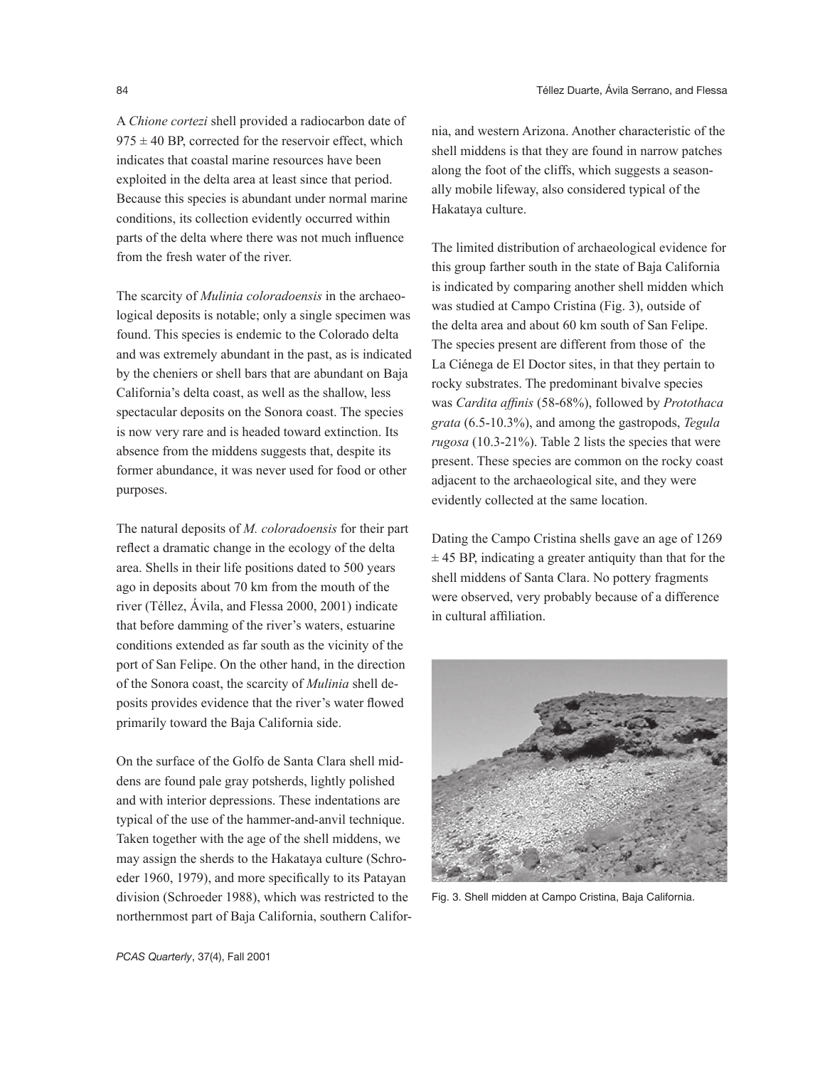A *Chione cortezi* shell provided a radiocarbon date of 975 ± 40 BP, corrected for the reservoir effect, which indicates that coastal marine resources have been exploited in the delta area at least since that period. Because this species is abundant under normal marine conditions, its collection evidently occurred within parts of the delta where there was not much influence from the fresh water of the river.

The scarcity of *Mulinia coloradoensis* in the archaeological deposits is notable; only a single specimen was found. This species is endemic to the Colorado delta and was extremely abundant in the past, as is indicated by the cheniers or shell bars that are abundant on Baja California's delta coast, as well as the shallow, less spectacular deposits on the Sonora coast. The species is now very rare and is headed toward extinction. Its absence from the middens suggests that, despite its former abundance, it was never used for food or other purposes.

The natural deposits of *M. coloradoensis* for their part reflect a dramatic change in the ecology of the delta area. Shells in their life positions dated to 500 years ago in deposits about 70 km from the mouth of the river (Téllez, Ávila, and Flessa 2000, 2001) indicate that before damming of the river's waters, estuarine conditions extended as far south as the vicinity of the port of San Felipe. On the other hand, in the direction of the Sonora coast, the scarcity of *Mulinia* shell deposits provides evidence that the river's water flowed primarily toward the Baja California side.

On the surface of the Golfo de Santa Clara shell middens are found pale gray potsherds, lightly polished and with interior depressions. These indentations are typical of the use of the hammer-and-anvil technique. Taken together with the age of the shell middens, we may assign the sherds to the Hakataya culture (Schroeder 1960, 1979), and more specifically to its Patayan division (Schroeder 1988), which was restricted to the northernmost part of Baja California, southern California, and western Arizona. Another characteristic of the shell middens is that they are found in narrow patches along the foot of the cliffs, which suggests a seasonally mobile lifeway, also considered typical of the Hakataya culture.

The limited distribution of archaeological evidence for this group farther south in the state of Baja California is indicated by comparing another shell midden which was studied at Campo Cristina (Fig. 3), outside of the delta area and about 60 km south of San Felipe. The species present are different from those of the La Ciénega de El Doctor sites, in that they pertain to rocky substrates. The predominant bivalve species was *Cardita affinis* (58-68%), followed by *Protothaca grata* (6.5-10.3%), and among the gastropods, *Tegula rugosa* (10.3-21%). Table 2 lists the species that were present. These species are common on the rocky coast adjacent to the archaeological site, and they were evidently collected at the same location.

Dating the Campo Cristina shells gave an age of 1269 ± 45 BP, indicating a greater antiquity than that for the shell middens of Santa Clara. No pottery fragments were observed, very probably because of a difference in cultural affiliation.

Fig. 3. Shell midden at Campo Cristina, Baja California.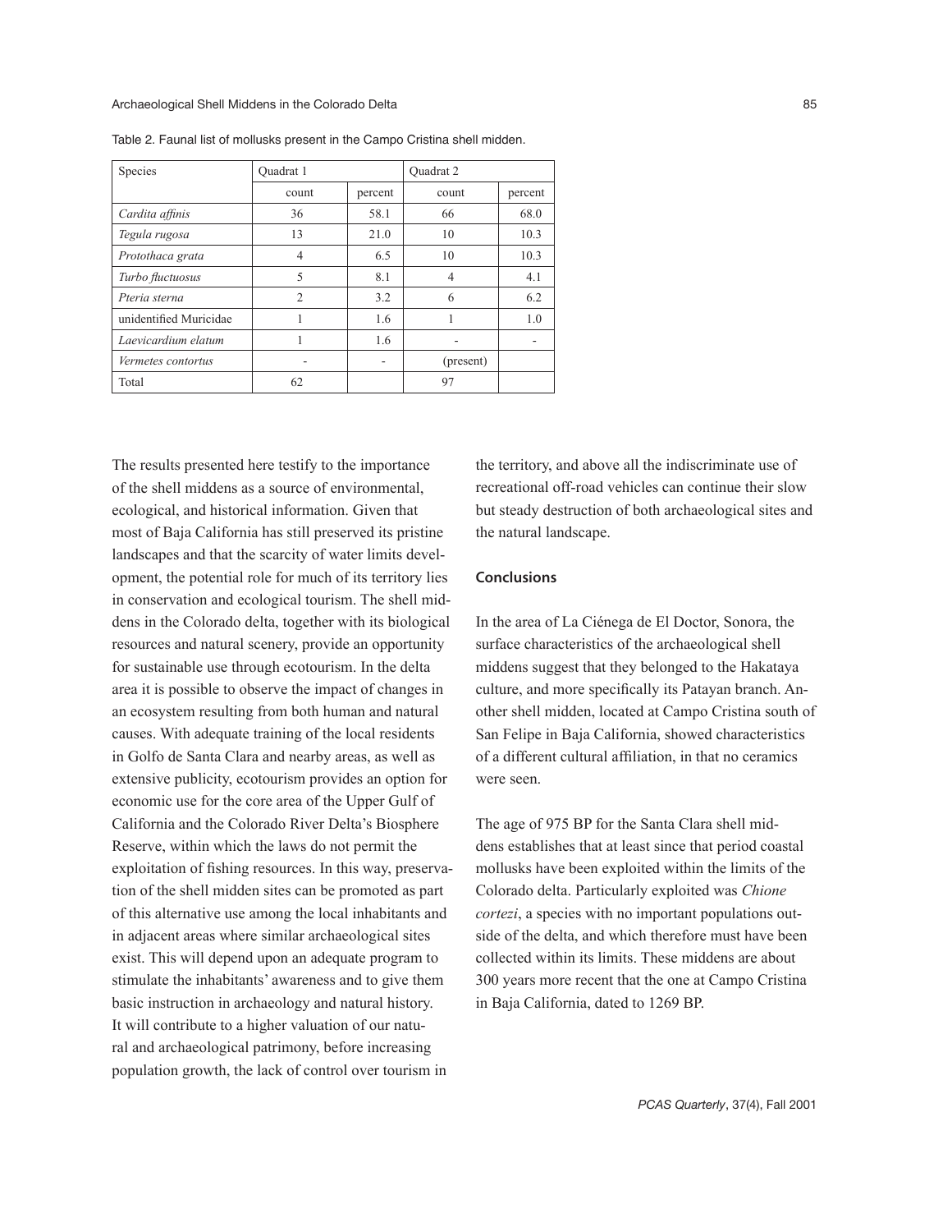Table 2. Faunal list of mollusks present in the Campo Cristina shell midden.

| Species | Quadrat 1 | | Quadrat 2 | |
|---|---|---|---|---|
| | count | percent | count | percent |
| *Cardita affinis* | 36 | 58.1 | 66 | 68.0 |
| *Tegula rugosa* | 13 | 21.0 | 10 | 10.3 |
| *Protothaca grata* | 4 | 6.5 | 10 | 10.3 |
| *Turbo fluctuosus* | 5 | 8.1 | 4 | 4.1 |
| *Pteria sterna* | 2 | 3.2 | 6 | 6.2 |
| unidentified Muricidae | 1 | 1.6 | 1 | 1.0 |
| *Laevicardium elatum* | 1 | 1.6 | - | - |
| *Vermetes contortus* | - | - | (present) | |
| Total | 62 | | 97 | |

The results presented here testify to the importance of the shell middens as a source of environmental, ecological, and historical information. Given that most of Baja California has still preserved its pristine landscapes and that the scarcity of water limits development, the potential role for much of its territory lies in conservation and ecological tourism. The shell middens in the Colorado delta, together with its biological resources and natural scenery, provide an opportunity for sustainable use through ecotourism. In the delta area it is possible to observe the impact of changes in an ecosystem resulting from both human and natural causes. With adequate training of the local residents in Golfo de Santa Clara and nearby areas, as well as extensive publicity, ecotourism provides an option for economic use for the core area of the Upper Gulf of California and the Colorado River Delta's Biosphere Reserve, within which the laws do not permit the exploitation of fishing resources. In this way, preservation of the shell midden sites can be promoted as part of this alternative use among the local inhabitants and in adjacent areas where similar archaeological sites exist. This will depend upon an adequate program to stimulate the inhabitants' awareness and to give them basic instruction in archaeology and natural history. It will contribute to a higher valuation of our natural and archaeological patrimony, before increasing population growth, the lack of control over tourism in the territory, and above all the indiscriminate use of recreational off-road vehicles can continue their slow but steady destruction of both archaeological sites and the natural landscape.

## Conclusions

In the area of La Ciénega de El Doctor, Sonora, the surface characteristics of the archaeological shell middens suggest that they belonged to the Hakataya culture, and more specifically its Patayan branch. Another shell midden, located at Campo Cristina south of San Felipe in Baja California, showed characteristics of a different cultural affiliation, in that no ceramics were seen.

The age of 975 BP for the Santa Clara shell middens establishes that at least since that period coastal mollusks have been exploited within the limits of the Colorado delta. Particularly exploited was *Chione cortezi*, a species with no important populations outside of the delta, and which therefore must have been collected within its limits. These middens are about 300 years more recent that the one at Campo Cristina in Baja California, dated to 1269 BP.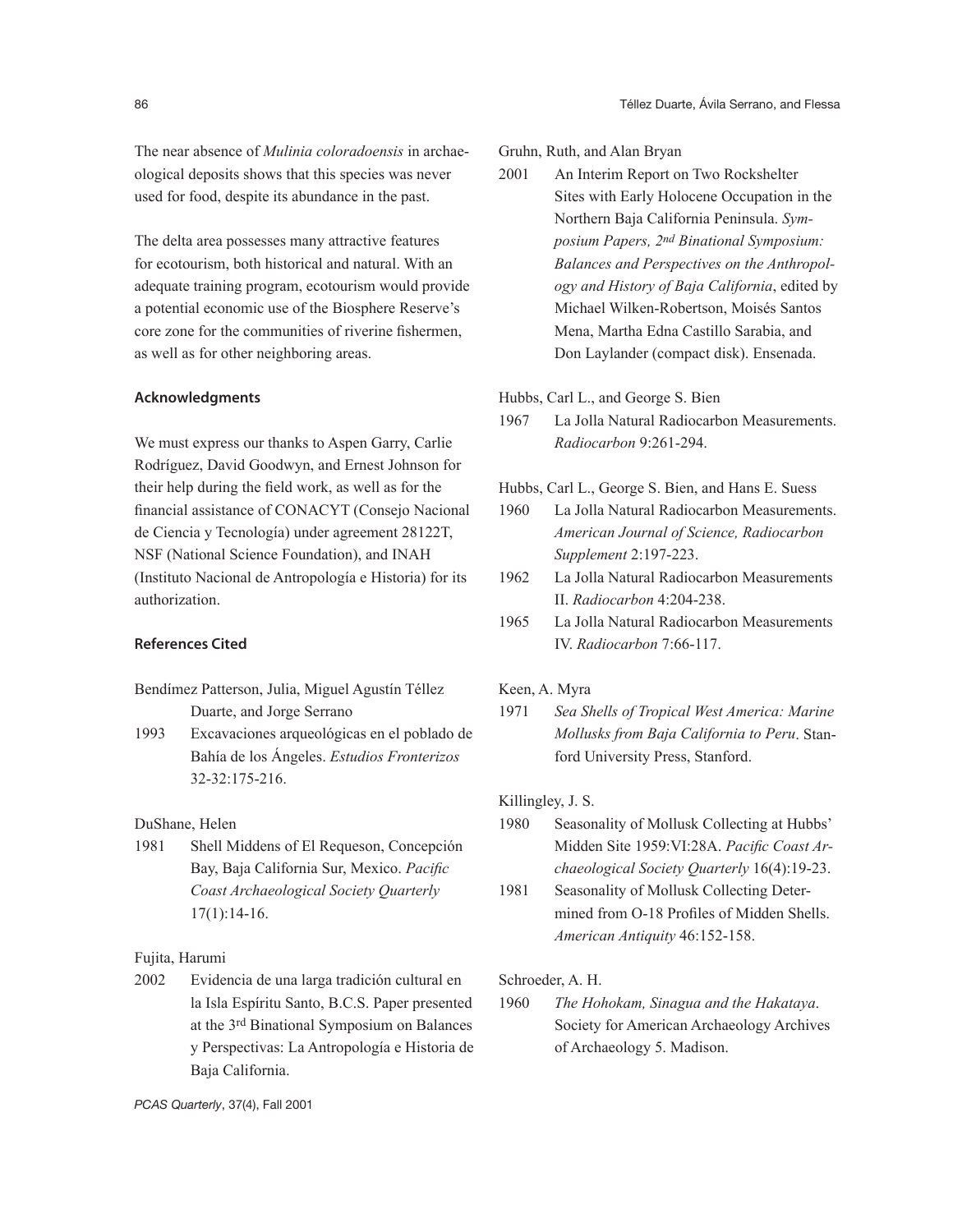The near absence of *Mulinia coloradoensis* in archaeological deposits shows that this species was never used for food, despite its abundance in the past.

The delta area possesses many attractive features for ecotourism, both historical and natural. With an adequate training program, ecotourism would provide a potential economic use of the Biosphere Reserve's core zone for the communities of riverine fishermen, as well as for other neighboring areas.

## Acknowledgments

We must express our thanks to Aspen Garry, Carlie Rodríguez, David Goodwyn, and Ernest Johnson for their help during the field work, as well as for the financial assistance of CONACYT (Consejo Nacional de Ciencia y Tecnología) under agreement 28122T, NSF (National Science Foundation), and INAH (Instituto Nacional de Antropología e Historia) for its authorization.

## References Cited

Bendímez Patterson, Julia, Miguel Agustín Téllez Duarte, and Jorge Serrano

1993 Excavaciones arqueológicas en el poblado de Bahía de los Ángeles. *Estudios Fronterizos* 32-32:175-216.

DuShane, Helen

1981 Shell Middens of El Requeson, Concepción Bay, Baja California Sur, Mexico. *Pacific Coast Archaeological Society Quarterly* 17(1):14-16.

Fujita, Harumi

2002 Evidencia de una larga tradición cultural en la Isla Espíritu Santo, B.C.S. Paper presented at the 3rd Binational Symposium on Balances y Perspectivas: La Antropología e Historia de Baja California.

Gruhn, Ruth, and Alan Bryan

2001 An Interim Report on Two Rockshelter Sites with Early Holocene Occupation in the Northern Baja California Peninsula. *Symposium Papers, 2nd Binational Symposium: Balances and Perspectives on the Anthropology and History of Baja California*, edited by Michael Wilken-Robertson, Moisés Santos Mena, Martha Edna Castillo Sarabia, and Don Laylander (compact disk). Ensenada.

Hubbs, Carl L., and George S. Bien

1967 La Jolla Natural Radiocarbon Measurements. *Radiocarbon* 9:261-294.

Hubbs, Carl L., George S. Bien, and Hans E. Suess

1960 La Jolla Natural Radiocarbon Measurements. *American Journal of Science, Radiocarbon Supplement* 2:197-223.

1962 La Jolla Natural Radiocarbon Measurements II. *Radiocarbon* 4:204-238.

1965 La Jolla Natural Radiocarbon Measurements IV. *Radiocarbon* 7:66-117.

Keen, A. Myra

1971 *Sea Shells of Tropical West America: Marine Mollusks from Baja California to Peru*. Stanford University Press, Stanford.

Killingley, J. S.

1980 Seasonality of Mollusk Collecting at Hubbs' Midden Site 1959:VI:28A. *Pacific Coast Archaeological Society Quarterly* 16(4):19-23.

1981 Seasonality of Mollusk Collecting Determined from O-18 Profiles of Midden Shells. *American Antiquity* 46:152-158.

Schroeder, A. H.

1960 *The Hohokam, Sinagua and the Hakataya*. Society for American Archaeology Archives of Archaeology 5. Madison.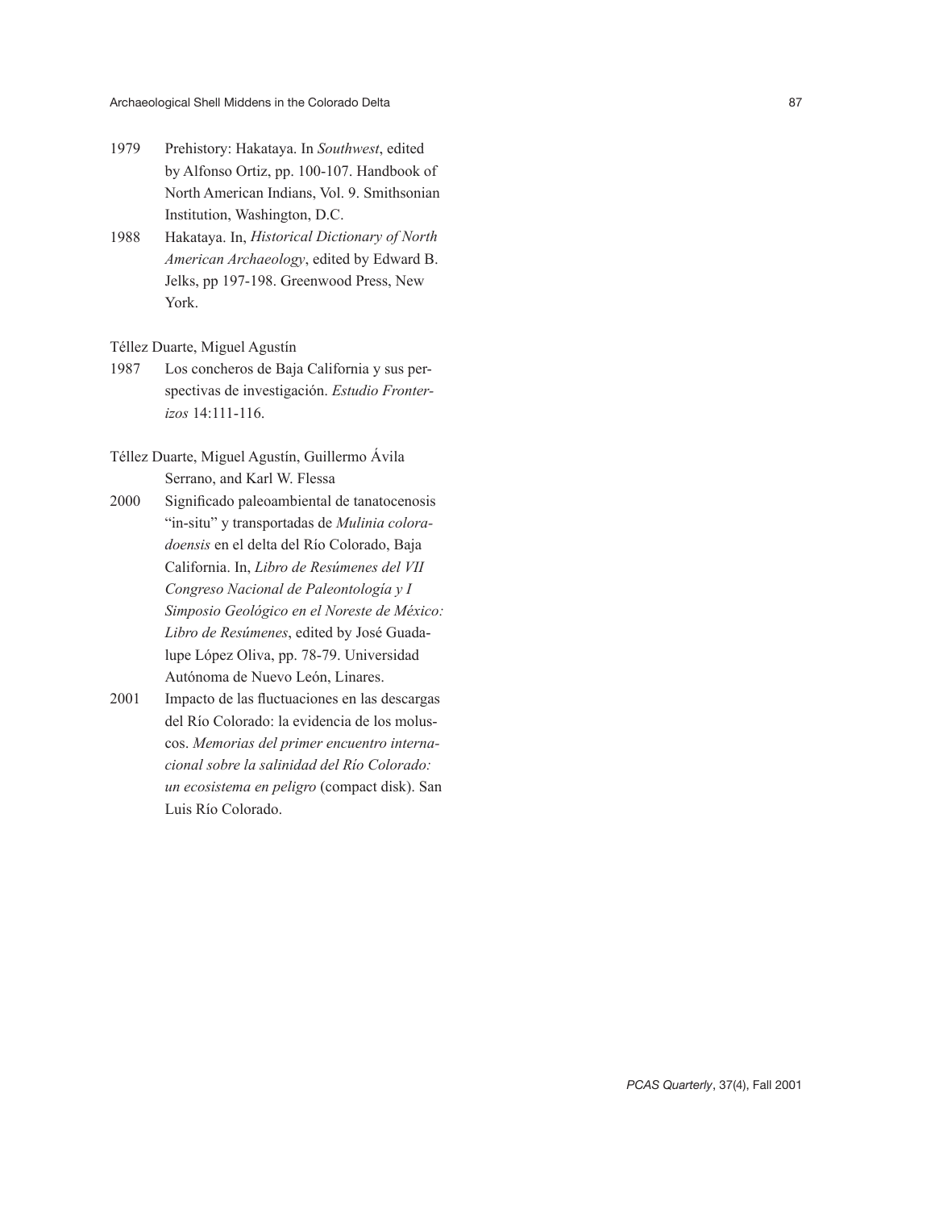1979 Prehistory: Hakataya. In *Southwest*, edited by Alfonso Ortiz, pp. 100-107. Handbook of North American Indians, Vol. 9. Smithsonian Institution, Washington, D.C.

1988 Hakataya. In, *Historical Dictionary of North American Archaeology*, edited by Edward B. Jelks, pp 197-198. Greenwood Press, New York.

Téllez Duarte, Miguel Agustín

1987 Los concheros de Baja California y sus perspectivas de investigación. *Estudio Fronterizos* 14:111-116.

Téllez Duarte, Miguel Agustín, Guillermo Ávila Serrano, and Karl W. Flessa

2000 Significado paleoambiental de tanatocenosis "in-situ" y transportadas de *Mulinia coloradoensis* en el delta del Río Colorado, Baja California. In, *Libro de Resúmenes del VII Congreso Nacional de Paleontología y I Simposio Geológico en el Noreste de México: Libro de Resúmenes*, edited by José Guadalupe López Oliva, pp. 78-79. Universidad Autónoma de Nuevo León, Linares.

2001 Impacto de las fluctuaciones en las descargas del Río Colorado: la evidencia de los moluscos. *Memorias del primer encuentro internacional sobre la salinidad del Río Colorado: un ecosistema en peligro* (compact disk). San Luis Río Colorado.